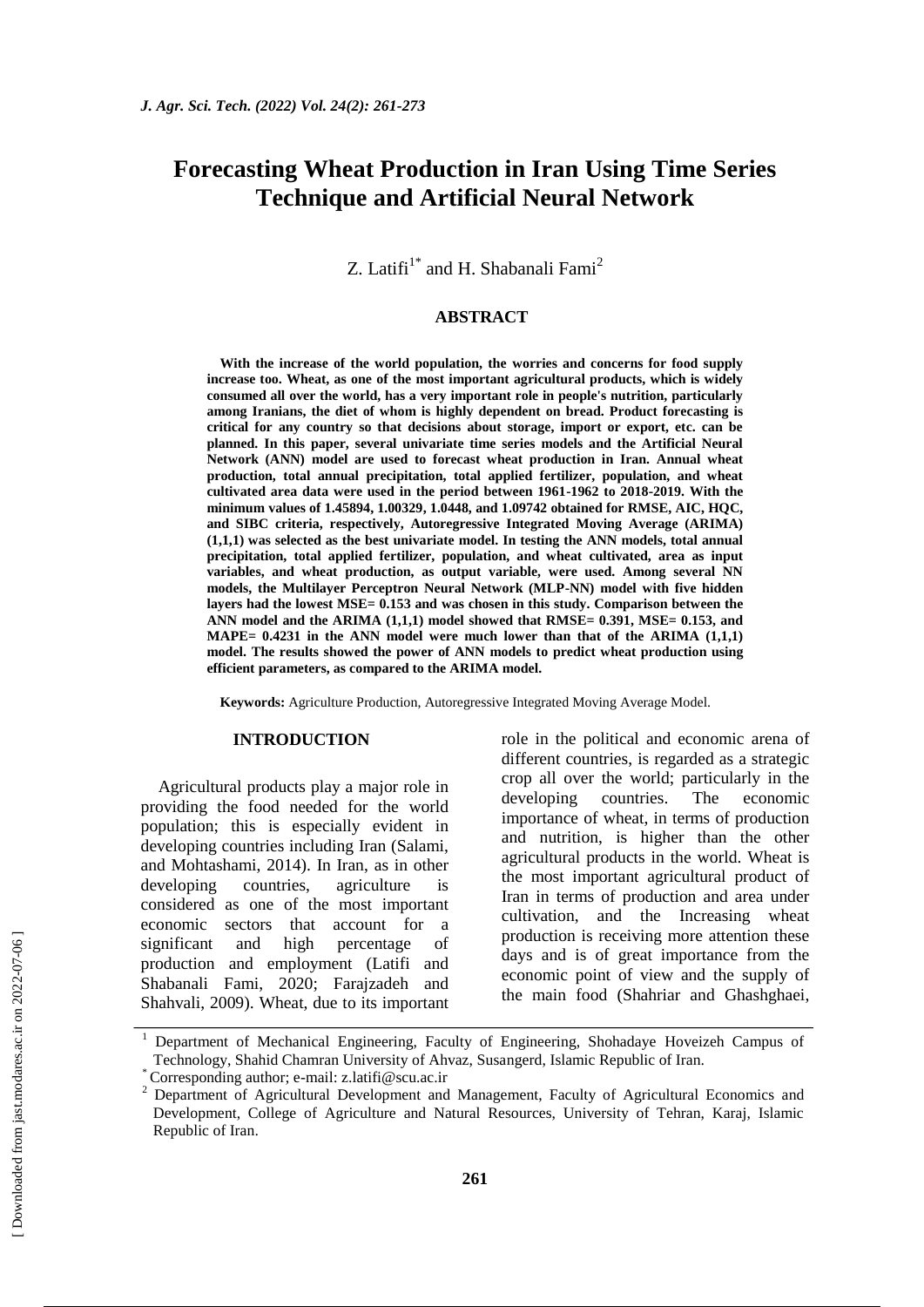# Forecasting Wheat Production in Iran Using Time Series Technique and Artificial Neural Network

Z. Latifi[1*] and H. Shabanali Fami[2]

## ABSTRACT

**With the increase of the world population, the worries and concerns for food supply increase too. Wheat, as one of the most important agricultural products, which is widely consumed all over the world, has a very important role in people's nutrition, particularly among Iranians, the diet of whom is highly dependent on bread. Product forecasting is critical for any country so that decisions about storage, import or export, etc. can be planned. In this paper, several univariate time series models and the Artificial Neural Network (ANN) model are used to forecast wheat production in Iran. Annual wheat production, total annual precipitation, total applied fertilizer, population, and wheat cultivated area data were used in the period between 1961-1962 to 2018-2019. With the minimum values of 1.45894, 1.00329, 1.0448, and 1.09742 obtained for RMSE, AIC, HQC, and SIBC criteria, respectively, Autoregressive Integrated Moving Average (ARIMA) (1,1,1) was selected as the best univariate model. In testing the ANN models, total annual precipitation, total applied fertilizer, population, and wheat cultivated, area as input variables, and wheat production, as output variable, were used. Among several NN models, the Multilayer Perceptron Neural Network (MLP-NN) model with five hidden layers had the lowest MSE= 0.153 and was chosen in this study. Comparison between the ANN model and the ARIMA (1,1,1) model showed that RMSE= 0.391, MSE= 0.153, and MAPE= 0.4231 in the ANN model were much lower than that of the ARIMA (1,1,1) model. The results showed the power of ANN models to predict wheat production using efficient parameters, as compared to the ARIMA model.**

**Keywords:** Agriculture Production, Autoregressive Integrated Moving Average Model.

## INTRODUCTION

Agricultural products play a major role in providing the food needed for the world population; this is especially evident in developing countries including Iran (Salami, and Mohtashami, 2014). In Iran, as in other developing countries, agriculture is considered as one of the most important economic sectors that account for a significant and high percentage of production and employment (Latifi and Shabanali Fami, 2020; Farajzadeh and Shahvali, 2009). Wheat, due to its important role in the political and economic arena of different countries, is regarded as a strategic crop all over the world; particularly in the developing countries. The economic importance of wheat, in terms of production and nutrition, is higher than the other agricultural products in the world. Wheat is the most important agricultural product of Iran in terms of production and area under cultivation, and the Increasing wheat production is receiving more attention these days and is of great importance from the economic point of view and the supply of the main food (Shahriar and Ghashghaei,

---

[1] Department of Mechanical Engineering, Faculty of Engineering, Shohadaye Hoveizeh Campus of Technology, Shahid Chamran University of Ahvaz, Susangerd, Islamic Republic of Iran.

[*] Corresponding author; e-mail: z.latifi@scu.ac.ir

[2] Department of Agricultural Development and Management, Faculty of Agricultural Economics and Development, College of Agriculture and Natural Resources, University of Tehran, Karaj, Islamic Republic of Iran.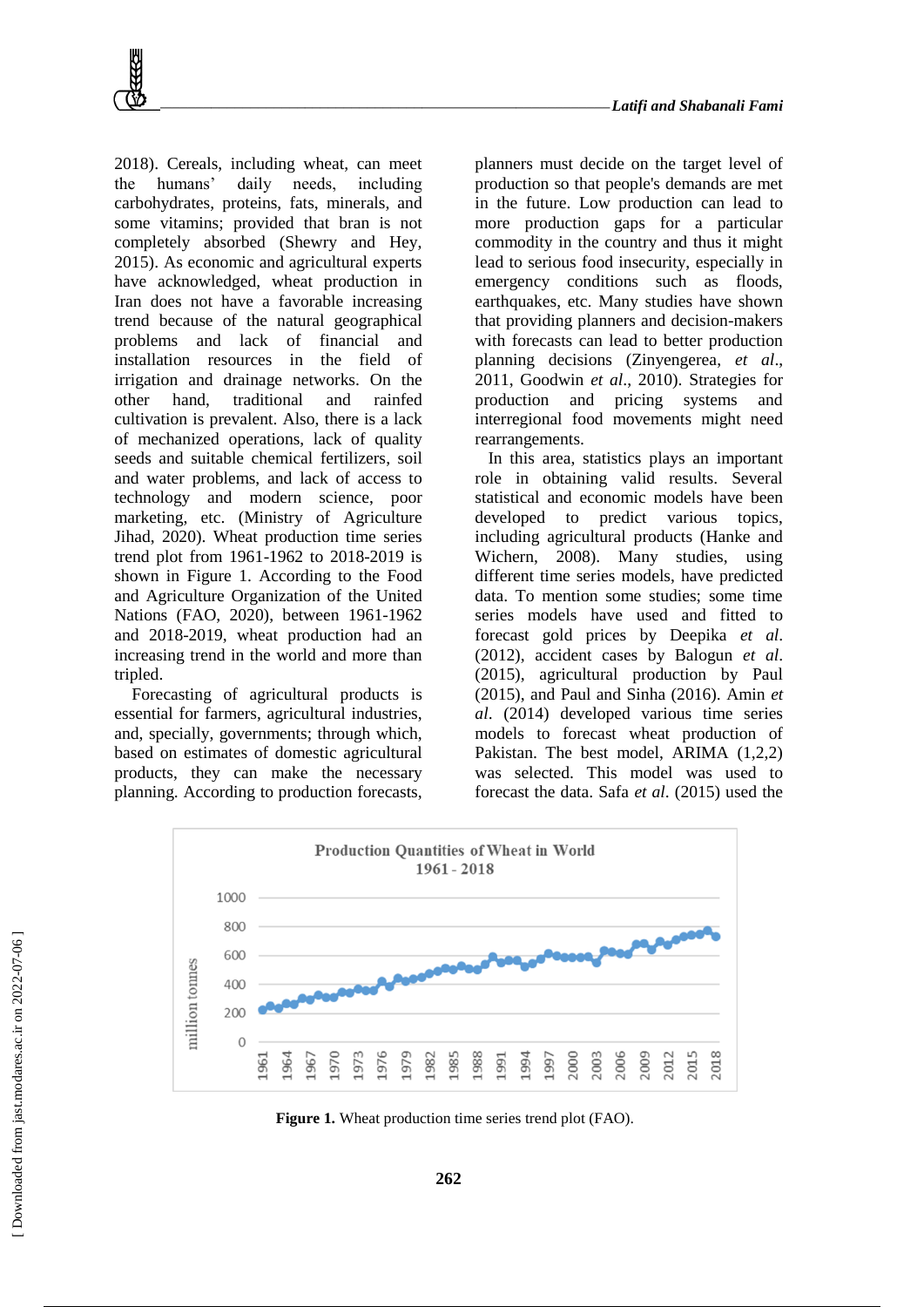2018). Cereals, including wheat, can meet the humans' daily needs, including carbohydrates, proteins, fats, minerals, and some vitamins; provided that bran is not completely absorbed (Shewry and Hey, 2015). As economic and agricultural experts have acknowledged, wheat production in Iran does not have a favorable increasing trend because of the natural geographical problems and lack of financial and installation resources in the field of irrigation and drainage networks. On the other hand, traditional and rainfed cultivation is prevalent. Also, there is a lack of mechanized operations, lack of quality seeds and suitable chemical fertilizers, soil and water problems, and lack of access to technology and modern science, poor marketing, etc. (Ministry of Agriculture Jihad, 2020). Wheat production time series trend plot from 1961-1962 to 2018-2019 is shown in Figure 1. According to the Food and Agriculture Organization of the United Nations (FAO, 2020), between 1961-1962 and 2018-2019, wheat production had an increasing trend in the world and more than tripled.

Forecasting of agricultural products is essential for farmers, agricultural industries, and, specially, governments; through which, based on estimates of domestic agricultural products, they can make the necessary planning. According to production forecasts, planners must decide on the target level of production so that people's demands are met in the future. Low production can lead to more production gaps for a particular commodity in the country and thus it might lead to serious food insecurity, especially in emergency conditions such as floods, earthquakes, etc. Many studies have shown that providing planners and decision-makers with forecasts can lead to better production planning decisions (Zinyengerea, *et al*., 2011, Goodwin *et al*., 2010). Strategies for production and pricing systems and interregional food movements might need rearrangements.

In this area, statistics plays an important role in obtaining valid results. Several statistical and economic models have been developed to predict various topics, including agricultural products (Hanke and Wichern, 2008). Many studies, using different time series models, have predicted data. To mention some studies; some time series models have used and fitted to forecast gold prices by Deepika *et al*. (2012), accident cases by Balogun *et al*. (2015), agricultural production by Paul (2015), and Paul and Sinha (2016). Amin *et al*. (2014) developed various time series models to forecast wheat production of Pakistan. The best model, ARIMA (1,2,2) was selected. This model was used to forecast the data. Safa *et al*. (2015) used the

**Figure 1.** Wheat production time series trend plot (FAO).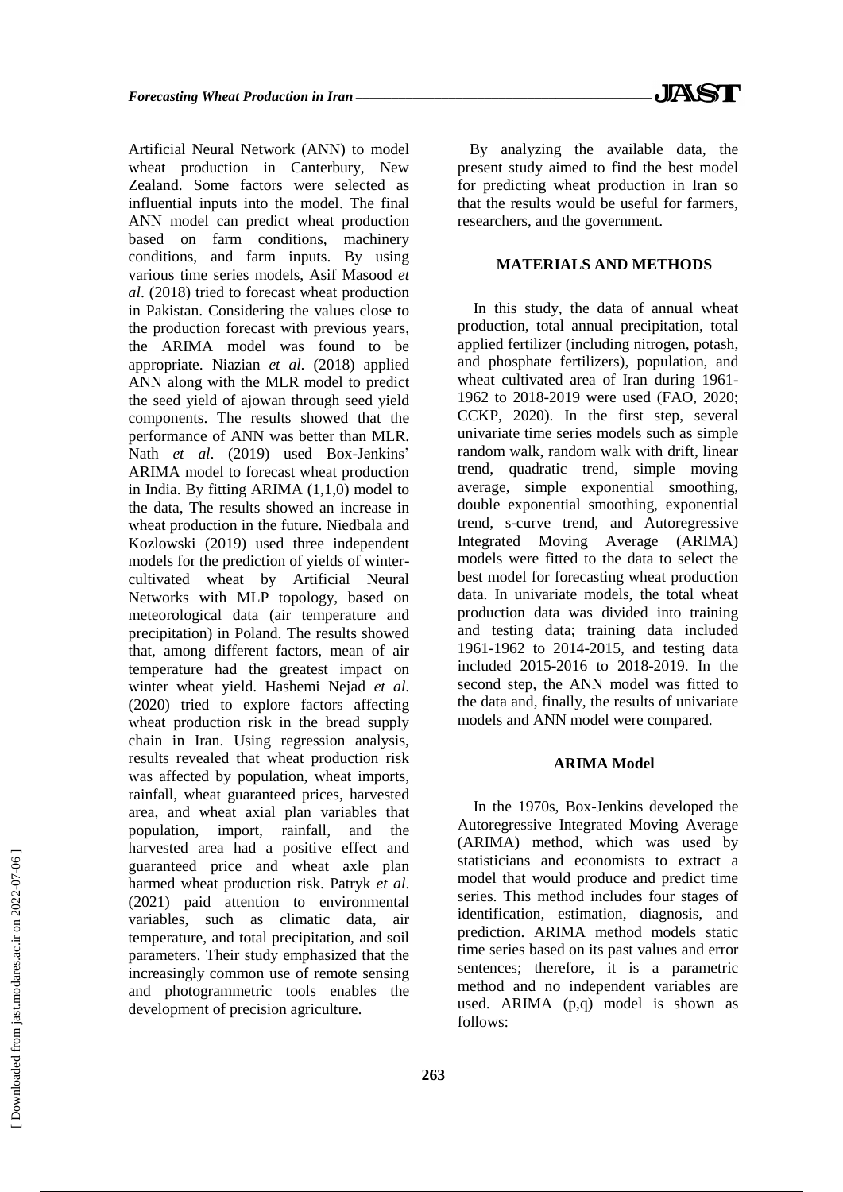Artificial Neural Network (ANN) to model wheat production in Canterbury, New Zealand. Some factors were selected as influential inputs into the model. The final ANN model can predict wheat production based on farm conditions, machinery conditions, and farm inputs. By using various time series models, Asif Masood *et al*. (2018) tried to forecast wheat production in Pakistan. Considering the values close to the production forecast with previous years, the ARIMA model was found to be appropriate. Niazian *et al*. (2018) applied ANN along with the MLR model to predict the seed yield of ajowan through seed yield components. The results showed that the performance of ANN was better than MLR. Nath *et al*. (2019) used Box-Jenkins' ARIMA model to forecast wheat production in India. By fitting ARIMA (1,1,0) model to the data, The results showed an increase in wheat production in the future. Niedbala and Kozlowski (2019) used three independent models for the prediction of yields of winter-cultivated wheat by Artificial Neural Networks with MLP topology, based on meteorological data (air temperature and precipitation) in Poland. The results showed that, among different factors, mean of air temperature had the greatest impact on winter wheat yield. Hashemi Nejad *et al*. (2020) tried to explore factors affecting wheat production risk in the bread supply chain in Iran. Using regression analysis, results revealed that wheat production risk was affected by population, wheat imports, rainfall, wheat guaranteed prices, harvested area, and wheat axial plan variables that population, import, rainfall, and the harvested area had a positive effect and guaranteed price and wheat axle plan harmed wheat production risk. Patryk *et al*. (2021) paid attention to environmental variables, such as climatic data, air temperature, and total precipitation, and soil parameters. Their study emphasized that the increasingly common use of remote sensing and photogrammetric tools enables the development of precision agriculture.

By analyzing the available data, the present study aimed to find the best model for predicting wheat production in Iran so that the results would be useful for farmers, researchers, and the government.

## MATERIALS AND METHODS

In this study, the data of annual wheat production, total annual precipitation, total applied fertilizer (including nitrogen, potash, and phosphate fertilizers), population, and wheat cultivated area of Iran during 1961-1962 to 2018-2019 were used (FAO, 2020; CCKP, 2020). In the first step, several univariate time series models such as simple random walk, random walk with drift, linear trend, quadratic trend, simple moving average, simple exponential smoothing, double exponential smoothing, exponential trend, s-curve trend, and Autoregressive Integrated Moving Average (ARIMA) models were fitted to the data to select the best model for forecasting wheat production data. In univariate models, the total wheat production data was divided into training and testing data; training data included 1961-1962 to 2014-2015, and testing data included 2015-2016 to 2018-2019. In the second step, the ANN model was fitted to the data and, finally, the results of univariate models and ANN model were compared.

### ARIMA Model

In the 1970s, Box-Jenkins developed the Autoregressive Integrated Moving Average (ARIMA) method, which was used by statisticians and economists to extract a model that would produce and predict time series. This method includes four stages of identification, estimation, diagnosis, and prediction. ARIMA method models static time series based on its past values and error sentences; therefore, it is a parametric method and no independent variables are used. ARIMA (p,q) model is shown as follows: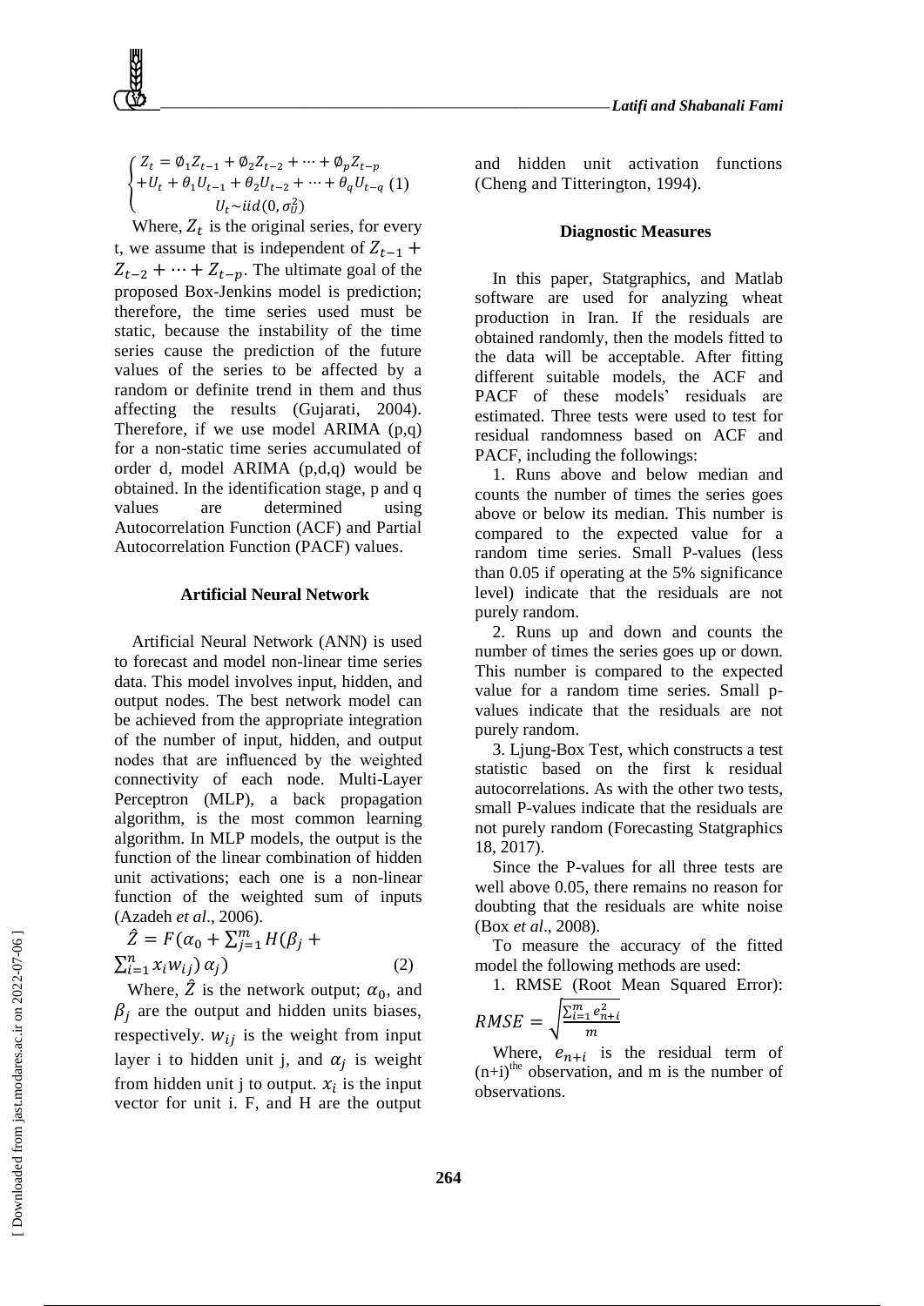$$\begin{cases} Z_t = \emptyset_1 Z_{t-1} + \emptyset_2 Z_{t-2} + \cdots + \emptyset_p Z_{t-p} \\ +U_t + \theta_1 U_{t-1} + \theta_2 U_{t-2} + \cdots + \theta_q U_{t-q} \quad (1) \\ U_t \sim iid(0, \sigma_U^2) \end{cases}$$

Where, $Z_t$ is the original series, for every t, we assume that is independent of $Z_{t-1} + Z_{t-2} + \cdots + Z_{t-p}$. The ultimate goal of the proposed Box-Jenkins model is prediction; therefore, the time series used must be static, because the instability of the time series cause the prediction of the future values of the series to be affected by a random or definite trend in them and thus affecting the results (Gujarati, 2004). Therefore, if we use model ARIMA (p,q) for a non-static time series accumulated of order d, model ARIMA (p,d,q) would be obtained. In the identification stage, p and q values are determined using Autocorrelation Function (ACF) and Partial Autocorrelation Function (PACF) values.

### Artificial Neural Network

Artificial Neural Network (ANN) is used to forecast and model non-linear time series data. This model involves input, hidden, and output nodes. The best network model can be achieved from the appropriate integration of the number of input, hidden, and output nodes that are influenced by the weighted connectivity of each node. Multi-Layer Perceptron (MLP), a back propagation algorithm, is the most common learning algorithm. In MLP models, the output is the function of the linear combination of hidden unit activations; each one is a non-linear function of the weighted sum of inputs (Azadeh *et al*., 2006).

$$\hat{Z} = F(\alpha_0 + \sum_{j=1}^{m} H(\beta_j + \sum_{i=1}^{n} x_i w_{ij})\, \alpha_j) \quad (2)$$

Where, $\hat{Z}$ is the network output; $\alpha_0$, and $\beta_j$ are the output and hidden units biases, respectively. $w_{ij}$ is the weight from input layer i to hidden unit j, and $\alpha_j$ is weight from hidden unit j to output. $x_i$ is the input vector for unit i. F, and H are the output and hidden unit activation functions (Cheng and Titterington, 1994).

### Diagnostic Measures

In this paper, Statgraphics, and Matlab software are used for analyzing wheat production in Iran. If the residuals are obtained randomly, then the models fitted to the data will be acceptable. After fitting different suitable models, the ACF and PACF of these models' residuals are estimated. Three tests were used to test for residual randomness based on ACF and PACF, including the followings:

1. Runs above and below median and counts the number of times the series goes above or below its median. This number is compared to the expected value for a random time series. Small P-values (less than 0.05 if operating at the 5% significance level) indicate that the residuals are not purely random.
2. Runs up and down and counts the number of times the series goes up or down. This number is compared to the expected value for a random time series. Small p-values indicate that the residuals are not purely random.
3. Ljung-Box Test, which constructs a test statistic based on the first k residual autocorrelations. As with the other two tests, small P-values indicate that the residuals are not purely random (Forecasting Statgraphics 18, 2017).

Since the P-values for all three tests are well above 0.05, there remains no reason for doubting that the residuals are white noise (Box *et al*., 2008).

To measure the accuracy of the fitted model the following methods are used:

1. RMSE (Root Mean Squared Error):

$$RMSE = \sqrt{\frac{\sum_{i=1}^{m} e_{n+i}^2}{m}}$$

Where, $e_{n+i}$ is the residual term of $(n+i)^{the}$ observation, and m is the number of observations.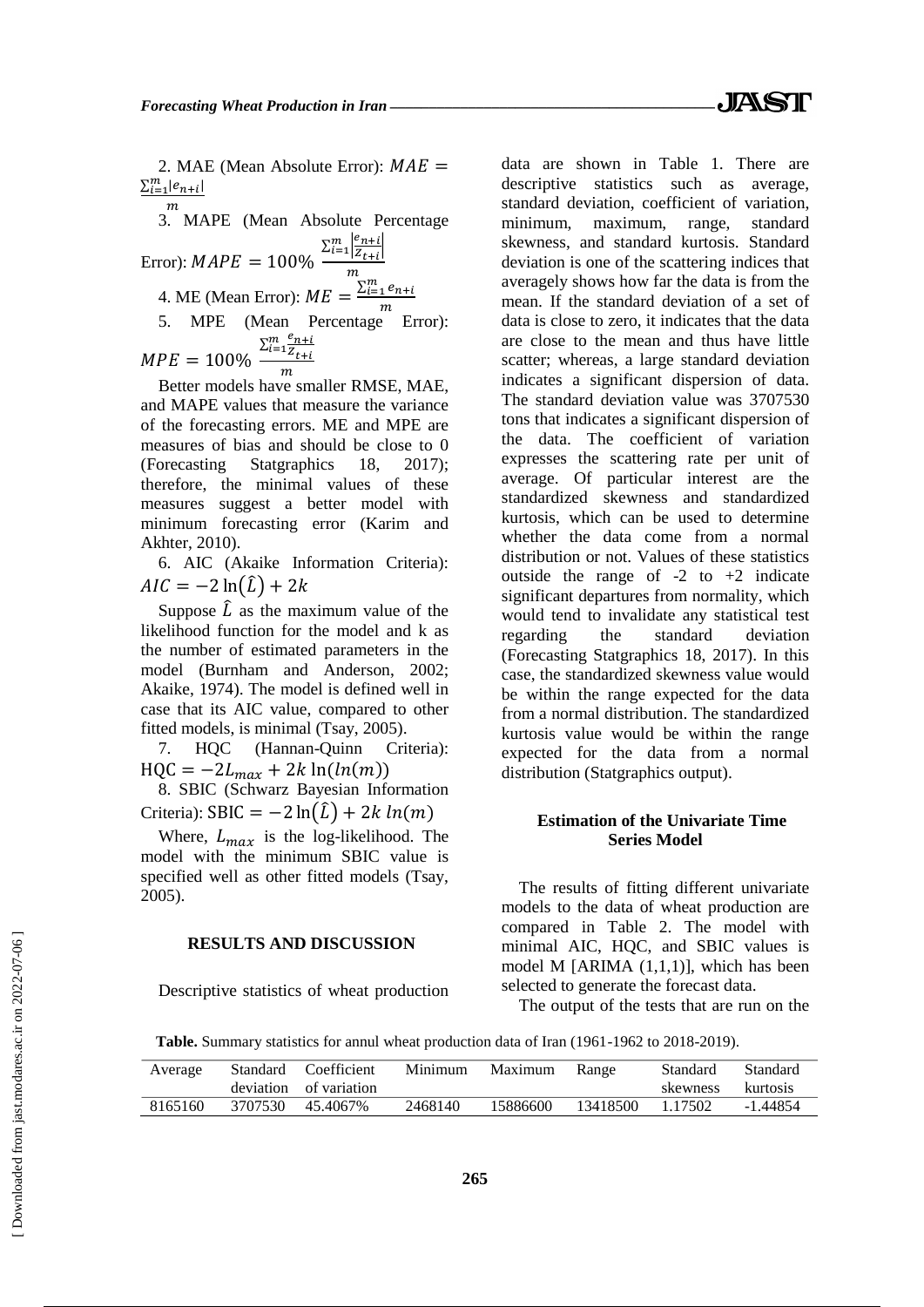2. MAE (Mean Absolute Error): $MAE = \frac{\sum_{i=1}^{m}|e_{n+i}|}{m}$

3. MAPE (Mean Absolute Percentage Error): $MAPE = 100\% \frac{\sum_{i=1}^{m}\left|\frac{e_{n+i}}{Z_{t+i}}\right|}{m}$

4. ME (Mean Error): $ME = \frac{\sum_{i=1}^{m} e_{n+i}}{m}$

5. MPE (Mean Percentage Error): $MPE = 100\% \frac{\sum_{i=1}^{m}\frac{e_{n+i}}{Z_{t+i}}}{m}$

Better models have smaller RMSE, MAE, and MAPE values that measure the variance of the forecasting errors. ME and MPE are measures of bias and should be close to 0 (Forecasting Statgraphics 18, 2017); therefore, the minimal values of these measures suggest a better model with minimum forecasting error (Karim and Akhter, 2010).

6. AIC (Akaike Information Criteria): $AIC = -2\ln(\hat{L}) + 2k$

Suppose $\hat{L}$ as the maximum value of the likelihood function for the model and k as the number of estimated parameters in the model (Burnham and Anderson, 2002; Akaike, 1974). The model is defined well in case that its AIC value, compared to other fitted models, is minimal (Tsay, 2005).

7. HQC (Hannan-Quinn Criteria): $\text{HQC} = -2L_{max} + 2k\ln(ln(m))$

8. SBIC (Schwarz Bayesian Information Criteria): $\text{SBIC} = -2\ln(\hat{L}) + 2k\ ln(m)$

Where, $L_{max}$ is the log-likelihood. The model with the minimum SBIC value is specified well as other fitted models (Tsay, 2005).

## RESULTS AND DISCUSSION

Descriptive statistics of wheat production data are shown in Table 1. There are descriptive statistics such as average, standard deviation, coefficient of variation, minimum, maximum, range, standard skewness, and standard kurtosis. Standard deviation is one of the scattering indices that averagely shows how far the data is from the mean. If the standard deviation of a set of data is close to zero, it indicates that the data are close to the mean and thus have little scatter; whereas, a large standard deviation indicates a significant dispersion of data. The standard deviation value was 3707530 tons that indicates a significant dispersion of the data. The coefficient of variation expresses the scattering rate per unit of average. Of particular interest are the standardized skewness and standardized kurtosis, which can be used to determine whether the data come from a normal distribution or not. Values of these statistics outside the range of -2 to +2 indicate significant departures from normality, which would tend to invalidate any statistical test regarding the standard deviation (Forecasting Statgraphics 18, 2017). In this case, the standardized skewness value would be within the range expected for the data from a normal distribution. The standardized kurtosis value would be within the range expected for the data from a normal distribution (Statgraphics output).

### Estimation of the Univariate Time Series Model

The results of fitting different univariate models to the data of wheat production are compared in Table 2. The model with minimal AIC, HQC, and SBIC values is model M [ARIMA (1,1,1)], which has been selected to generate the forecast data.

The output of the tests that are run on the

**Table.** Summary statistics for annul wheat production data of Iran (1961-1962 to 2018-2019).

| Average | Standard deviation | Coefficient of variation | Minimum | Maximum | Range | Standard skewness | Standard kurtosis |
|---|---|---|---|---|---|---|---|
| 8165160 | 3707530 | 45.4067% | 2468140 | 15886600 | 13418500 | 1.17502 | -1.44854 |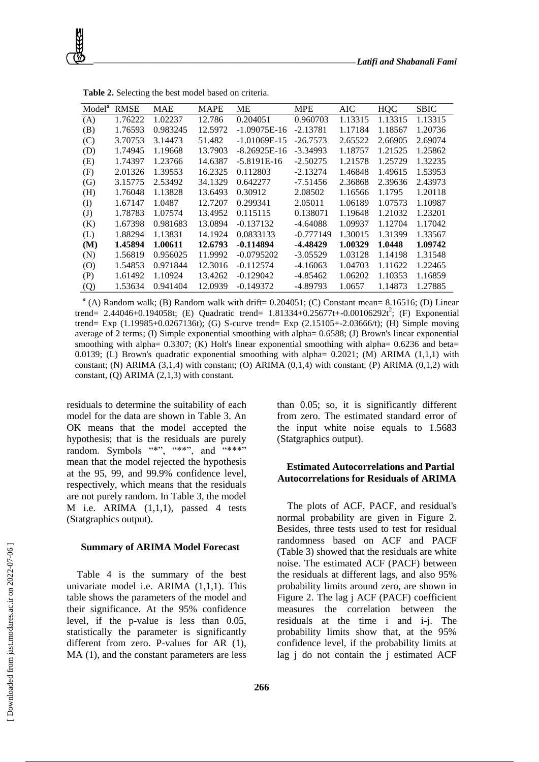**Table 2.** Selecting the best model based on criteria.

| Model[a] | RMSE | MAE | MAPE | ME | MPE | AIC | HQC | SBIC |
|---|---|---|---|---|---|---|---|---|
| (A) | 1.76222 | 1.02237 | 12.786 | 0.204051 | 0.960703 | 1.13315 | 1.13315 | 1.13315 |
| (B) | 1.76593 | 0.983245 | 12.5972 | -1.09075E-16 | -2.13781 | 1.17184 | 1.18567 | 1.20736 |
| (C) | 3.70753 | 3.14473 | 51.482 | -1.01069E-15 | -26.7573 | 2.65522 | 2.66905 | 2.69074 |
| (D) | 1.74945 | 1.19668 | 13.7903 | -8.26925E-16 | -3.34993 | 1.18757 | 1.21525 | 1.25862 |
| (E) | 1.74397 | 1.23766 | 14.6387 | -5.8191E-16 | -2.50275 | 1.21578 | 1.25729 | 1.32235 |
| (F) | 2.01326 | 1.39553 | 16.2325 | 0.112803 | -2.13274 | 1.46848 | 1.49615 | 1.53953 |
| (G) | 3.15775 | 2.53492 | 34.1329 | 0.642277 | -7.51456 | 2.36868 | 2.39636 | 2.43973 |
| (H) | 1.76048 | 1.13828 | 13.6493 | 0.30912 | 2.08502 | 1.16566 | 1.1795 | 1.20118 |
| (I) | 1.67147 | 1.0487 | 12.7207 | 0.299341 | 2.05011 | 1.06189 | 1.07573 | 1.10987 |
| (J) | 1.78783 | 1.07574 | 13.4952 | 0.115115 | 0.138071 | 1.19648 | 1.21032 | 1.23201 |
| (K) | 1.67398 | 0.981683 | 13.0894 | -0.137132 | -4.64088 | 1.09937 | 1.12704 | 1.17042 |
| (L) | 1.88294 | 1.13831 | 14.1924 | 0.0833133 | -0.777149 | 1.30015 | 1.31399 | 1.33567 |
| **(M)** | **1.45894** | **1.00611** | **12.6793** | **-0.114894** | **-4.48429** | **1.00329** | **1.0448** | **1.09742** |
| (N) | 1.56819 | 0.956025 | 11.9992 | -0.0795202 | -3.05529 | 1.03128 | 1.14198 | 1.31548 |
| (O) | 1.54853 | 0.971844 | 12.3016 | -0.112574 | -4.16063 | 1.04703 | 1.11622 | 1.22465 |
| (P) | 1.61492 | 1.10924 | 13.4262 | -0.129042 | -4.85462 | 1.06202 | 1.10353 | 1.16859 |
| (Q) | 1.53634 | 0.941404 | 12.0939 | -0.149372 | -4.89793 | 1.0657 | 1.14873 | 1.27885 |

[a] (A) Random walk; (B) Random walk with drift= 0.204051; (C) Constant mean= 8.16516; (D) Linear trend= 2.44046+0.194058t; (E) Quadratic trend= $1.81334+0.25677t+-0.00106292t^2$; (F) Exponential trend= Exp (1.19985+0.0267136t); (G) S-curve trend= Exp (2.15105+-2.03666/t); (H) Simple moving average of 2 terms; (I) Simple exponential smoothing with alpha= 0.6588; (J) Brown's linear exponential smoothing with alpha= 0.3307; (K) Holt's linear exponential smoothing with alpha= 0.6236 and beta= 0.0139; (L) Brown's quadratic exponential smoothing with alpha= 0.2021; (M) ARIMA (1,1,1) with constant; (N) ARIMA (3,1,4) with constant; (O) ARIMA (0,1,4) with constant; (P) ARIMA (0,1,2) with constant, (Q) ARIMA (2,1,3) with constant.

residuals to determine the suitability of each model for the data are shown in Table 3. An OK means that the model accepted the hypothesis; that is the residuals are purely random. Symbols "*", "**", and "***" mean that the model rejected the hypothesis at the 95, 99, and 99.9% confidence level, respectively, which means that the residuals are not purely random. In Table 3, the model M i.e. ARIMA (1,1,1), passed 4 tests (Statgraphics output).

### Summary of ARIMA Model Forecast

Table 4 is the summary of the best univariate model i.e. ARIMA (1,1,1). This table shows the parameters of the model and their significance. At the 95% confidence level, if the p-value is less than 0.05, statistically the parameter is significantly different from zero. P-values for AR (1), MA (1), and the constant parameters are less than 0.05; so, it is significantly different from zero. The estimated standard error of the input white noise equals to 1.5683 (Statgraphics output).

### Estimated Autocorrelations and Partial Autocorrelations for Residuals of ARIMA

The plots of ACF, PACF, and residual's normal probability are given in Figure 2. Besides, three tests used to test for residual randomness based on ACF and PACF (Table 3) showed that the residuals are white noise. The estimated ACF (PACF) between the residuals at different lags, and also 95% probability limits around zero, are shown in Figure 2. The lag j ACF (PACF) coefficient measures the correlation between the residuals at the time i and i-j. The probability limits show that, at the 95% confidence level, if the probability limits at lag j do not contain the j estimated ACF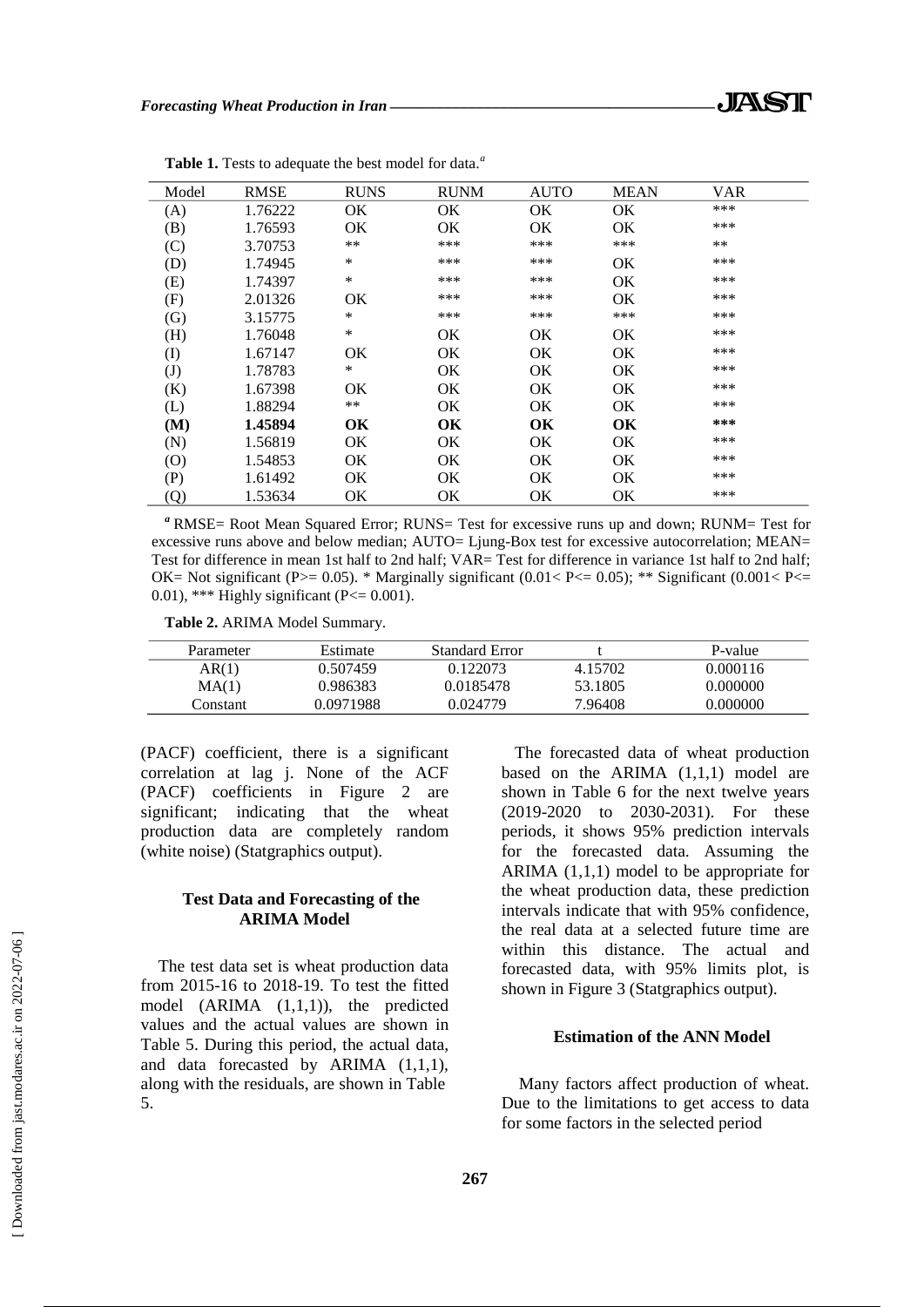**Table 1.** Tests to adequate the best model for data.[a]

| Model | RMSE | RUNS | RUNM | AUTO | MEAN | VAR |
|---|---|---|---|---|---|---|
| (A) | 1.76222 | OK | OK | OK | OK | *** |
| (B) | 1.76593 | OK | OK | OK | OK | *** |
| (C) | 3.70753 | ** | *** | *** | *** | ** |
| (D) | 1.74945 | * | *** | *** | OK | *** |
| (E) | 1.74397 | * | *** | *** | OK | *** |
| (F) | 2.01326 | OK | *** | *** | OK | *** |
| (G) | 3.15775 | * | *** | *** | *** | *** |
| (H) | 1.76048 | * | OK | OK | OK | *** |
| (I) | 1.67147 | OK | OK | OK | OK | *** |
| (J) | 1.78783 | * | OK | OK | OK | *** |
| (K) | 1.67398 | OK | OK | OK | OK | *** |
| (L) | 1.88294 | ** | OK | OK | OK | *** |
| **(M)** | **1.45894** | **OK** | **OK** | **OK** | **OK** | ***** |
| (N) | 1.56819 | OK | OK | OK | OK | *** |
| (O) | 1.54853 | OK | OK | OK | OK | *** |
| (P) | 1.61492 | OK | OK | OK | OK | *** |
| (Q) | 1.53634 | OK | OK | OK | OK | *** |

[a] RMSE= Root Mean Squared Error; RUNS= Test for excessive runs up and down; RUNM= Test for excessive runs above and below median; AUTO= Ljung-Box test for excessive autocorrelation; MEAN= Test for difference in mean 1st half to 2nd half; VAR= Test for difference in variance 1st half to 2nd half; OK= Not significant (P>= 0.05). * Marginally significant (0.01< P<= 0.05); ** Significant (0.001< P<= 0.01), *** Highly significant (P<= 0.001).

**Table 2.** ARIMA Model Summary.

| Parameter | Estimate | Standard Error | t | P-value |
|---|---|---|---|---|
| AR(1) | 0.507459 | 0.122073 | 4.15702 | 0.000116 |
| MA(1) | 0.986383 | 0.0185478 | 53.1805 | 0.000000 |
| Constant | 0.0971988 | 0.024779 | 7.96408 | 0.000000 |

(PACF) coefficient, there is a significant correlation at lag j. None of the ACF (PACF) coefficients in Figure 2 are significant; indicating that the wheat production data are completely random (white noise) (Statgraphics output).

## Test Data and Forecasting of the ARIMA Model

The test data set is wheat production data from 2015-16 to 2018-19. To test the fitted model (ARIMA (1,1,1)), the predicted values and the actual values are shown in Table 5. During this period, the actual data, and data forecasted by ARIMA (1,1,1), along with the residuals, are shown in Table 5.

The forecasted data of wheat production based on the ARIMA (1,1,1) model are shown in Table 6 for the next twelve years (2019-2020 to 2030-2031). For these periods, it shows 95% prediction intervals for the forecasted data. Assuming the ARIMA (1,1,1) model to be appropriate for the wheat production data, these prediction intervals indicate that with 95% confidence, the real data at a selected future time are within this distance. The actual and forecasted data, with 95% limits plot, is shown in Figure 3 (Statgraphics output).

## Estimation of the ANN Model

Many factors affect production of wheat. Due to the limitations to get access to data for some factors in the selected period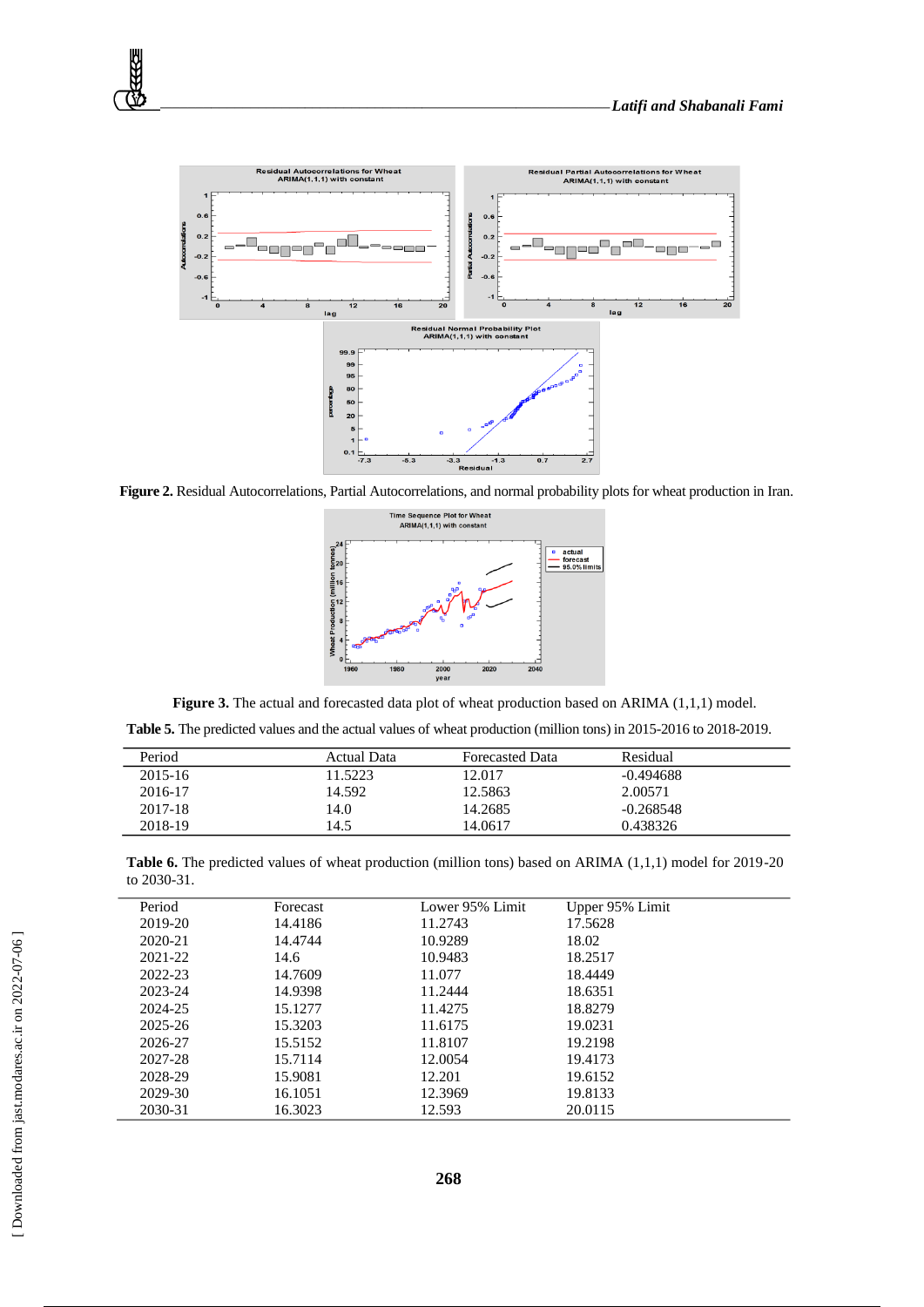**Figure 2.** Residual Autocorrelations, Partial Autocorrelations, and normal probability plots for wheat production in Iran.

**Figure 3.** The actual and forecasted data plot of wheat production based on ARIMA (1,1,1) model.

**Table 5.** The predicted values and the actual values of wheat production (million tons) in 2015-2016 to 2018-2019.

| Period | Actual Data | Forecasted Data | Residual |
|---|---|---|---|
| 2015-16 | 11.5223 | 12.017 | -0.494688 |
| 2016-17 | 14.592 | 12.5863 | 2.00571 |
| 2017-18 | 14.0 | 14.2685 | -0.268548 |
| 2018-19 | 14.5 | 14.0617 | 0.438326 |

**Table 6.** The predicted values of wheat production (million tons) based on ARIMA (1,1,1) model for 2019-20 to 2030-31.

| Period | Forecast | Lower 95% Limit | Upper 95% Limit |
|---|---|---|---|
| 2019-20 | 14.4186 | 11.2743 | 17.5628 |
| 2020-21 | 14.4744 | 10.9289 | 18.02 |
| 2021-22 | 14.6 | 10.9483 | 18.2517 |
| 2022-23 | 14.7609 | 11.077 | 18.4449 |
| 2023-24 | 14.9398 | 11.2444 | 18.6351 |
| 2024-25 | 15.1277 | 11.4275 | 18.8279 |
| 2025-26 | 15.3203 | 11.6175 | 19.0231 |
| 2026-27 | 15.5152 | 11.8107 | 19.2198 |
| 2027-28 | 15.7114 | 12.0054 | 19.4173 |
| 2028-29 | 15.9081 | 12.201 | 19.6152 |
| 2029-30 | 16.1051 | 12.3969 | 19.8133 |
| 2030-31 | 16.3023 | 12.593 | 20.0115 |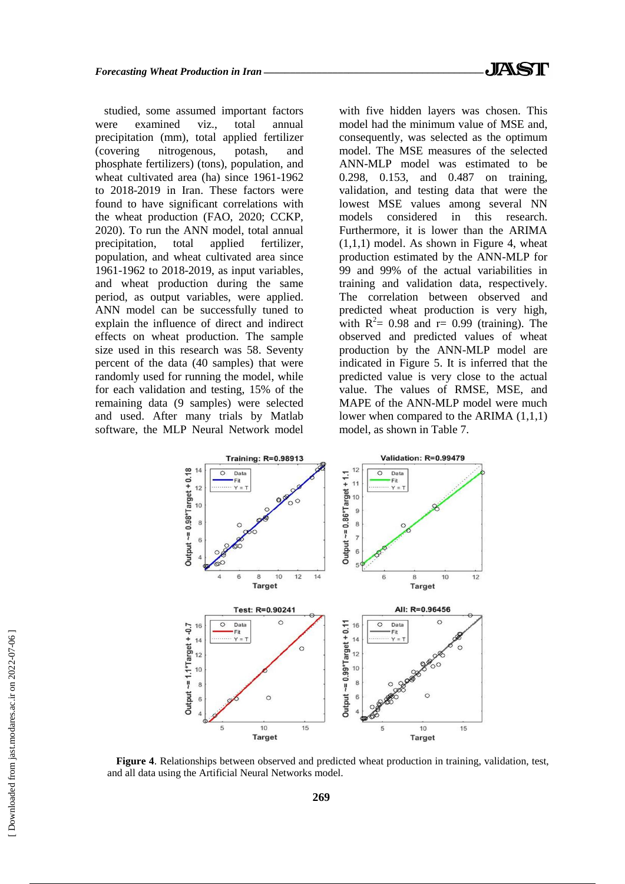studied, some assumed important factors were examined viz., total annual precipitation (mm), total applied fertilizer (covering nitrogenous, potash, and phosphate fertilizers) (tons), population, and wheat cultivated area (ha) since 1961-1962 to 2018-2019 in Iran. These factors were found to have significant correlations with the wheat production (FAO, 2020; CCKP, 2020). To run the ANN model, total annual precipitation, total applied fertilizer, population, and wheat cultivated area since 1961-1962 to 2018-2019, as input variables, and wheat production during the same period, as output variables, were applied. ANN model can be successfully tuned to explain the influence of direct and indirect effects on wheat production. The sample size used in this research was 58. Seventy percent of the data (40 samples) that were randomly used for running the model, while for each validation and testing, 15% of the remaining data (9 samples) were selected and used. After many trials by Matlab software, the MLP Neural Network model with five hidden layers was chosen. This model had the minimum value of MSE and, consequently, was selected as the optimum model. The MSE measures of the selected ANN-MLP model was estimated to be 0.298, 0.153, and 0.487 on training, validation, and testing data that were the lowest MSE values among several NN models considered in this research. Furthermore, it is lower than the ARIMA (1,1,1) model. As shown in Figure 4, wheat production estimated by the ANN-MLP for 99 and 99% of the actual variabilities in training and validation data, respectively. The correlation between observed and predicted wheat production is very high, with $R^2$= 0.98 and r= 0.99 (training). The observed and predicted values of wheat production by the ANN-MLP model are indicated in Figure 5. It is inferred that the predicted value is very close to the actual value. The values of RMSE, MSE, and MAPE of the ANN-MLP model were much lower when compared to the ARIMA (1,1,1) model, as shown in Table 7.

**Figure 4**. Relationships between observed and predicted wheat production in training, validation, test, and all data using the Artificial Neural Networks model.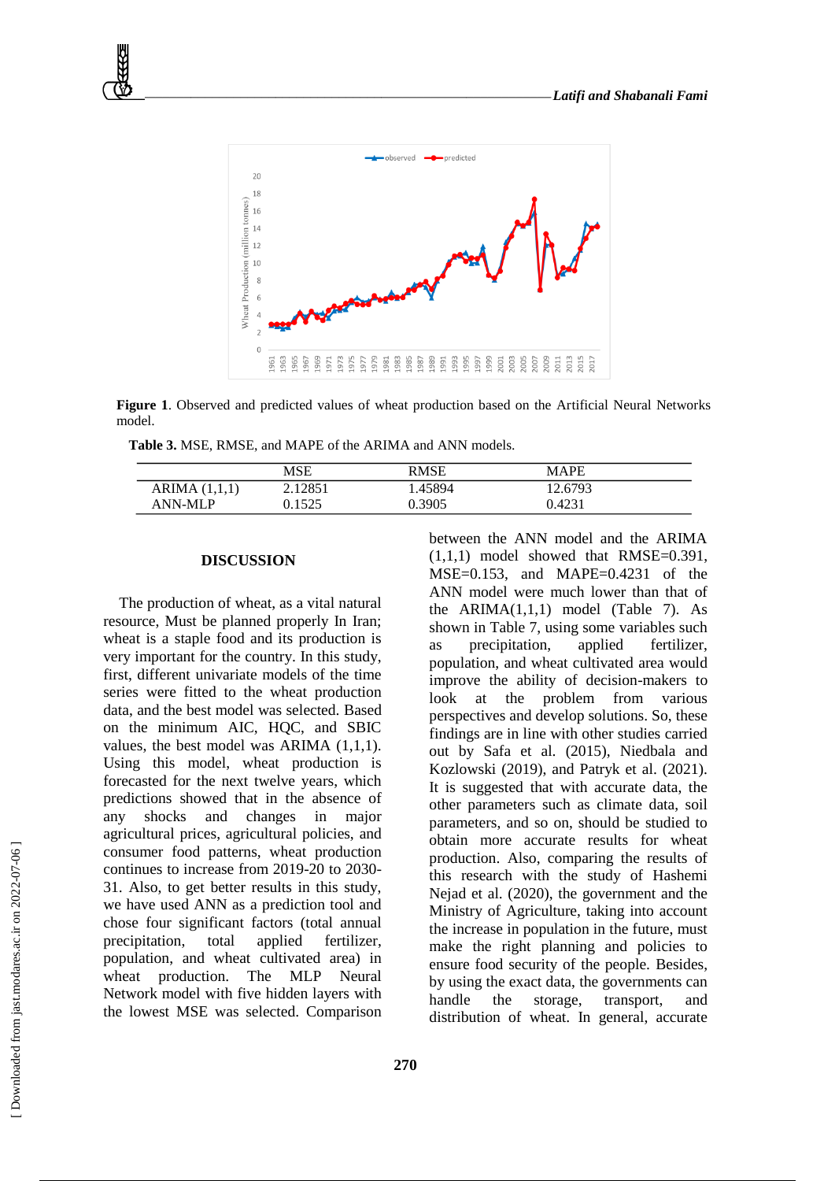**Figure 1**. Observed and predicted values of wheat production based on the Artificial Neural Networks model.

**Table 3.** MSE, RMSE, and MAPE of the ARIMA and ANN models.

| | MSE | RMSE | MAPE |
|---|---|---|---|
| ARIMA (1,1,1) | 2.12851 | 1.45894 | 12.6793 |
| ANN-MLP | 0.1525 | 0.3905 | 0.4231 |

## DISCUSSION

The production of wheat, as a vital natural resource, Must be planned properly In Iran; wheat is a staple food and its production is very important for the country. In this study, first, different univariate models of the time series were fitted to the wheat production data, and the best model was selected. Based on the minimum AIC, HQC, and SBIC values, the best model was ARIMA (1,1,1). Using this model, wheat production is forecasted for the next twelve years, which predictions showed that in the absence of any shocks and changes in major agricultural prices, agricultural policies, and consumer food patterns, wheat production continues to increase from 2019-20 to 2030-31. Also, to get better results in this study, we have used ANN as a prediction tool and chose four significant factors (total annual precipitation, total applied fertilizer, population, and wheat cultivated area) in wheat production. The MLP Neural Network model with five hidden layers with the lowest MSE was selected. Comparison between the ANN model and the ARIMA (1,1,1) model showed that RMSE=0.391, MSE=0.153, and MAPE=0.4231 of the ANN model were much lower than that of the ARIMA(1,1,1) model (Table 7). As shown in Table 7, using some variables such as precipitation, applied fertilizer, population, and wheat cultivated area would improve the ability of decision-makers to look at the problem from various perspectives and develop solutions. So, these findings are in line with other studies carried out by Safa et al. (2015), Niedbala and Kozlowski (2019), and Patryk et al. (2021). It is suggested that with accurate data, the other parameters such as climate data, soil parameters, and so on, should be studied to obtain more accurate results for wheat production. Also, comparing the results of this research with the study of Hashemi Nejad et al. (2020), the government and the Ministry of Agriculture, taking into account the increase in population in the future, must make the right planning and policies to ensure food security of the people. Besides, by using the exact data, the governments can handle the storage, transport, and distribution of wheat. In general, accurate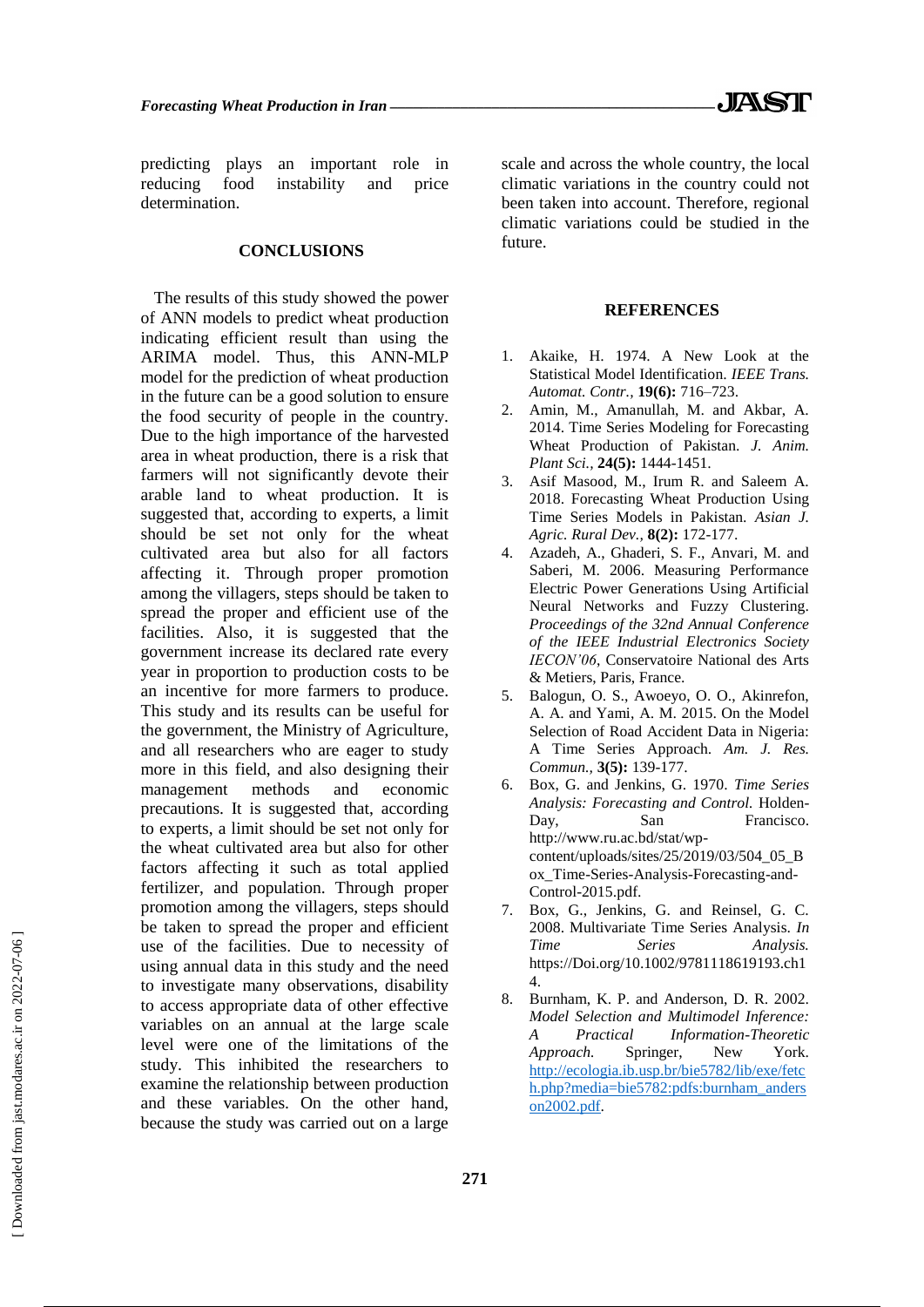predicting plays an important role in reducing food instability and price determination.

## CONCLUSIONS

The results of this study showed the power of ANN models to predict wheat production indicating efficient result than using the ARIMA model. Thus, this ANN-MLP model for the prediction of wheat production in the future can be a good solution to ensure the food security of people in the country. Due to the high importance of the harvested area in wheat production, there is a risk that farmers will not significantly devote their arable land to wheat production. It is suggested that, according to experts, a limit should be set not only for the wheat cultivated area but also for all factors affecting it. Through proper promotion among the villagers, steps should be taken to spread the proper and efficient use of the facilities. Also, it is suggested that the government increase its declared rate every year in proportion to production costs to be an incentive for more farmers to produce. This study and its results can be useful for the government, the Ministry of Agriculture, and all researchers who are eager to study more in this field, and also designing their management methods and economic precautions. It is suggested that, according to experts, a limit should be set not only for the wheat cultivated area but also for other factors affecting it such as total applied fertilizer, and population. Through proper promotion among the villagers, steps should be taken to spread the proper and efficient use of the facilities. Due to necessity of using annual data in this study and the need to investigate many observations, disability to access appropriate data of other effective variables on an annual at the large scale level were one of the limitations of the study. This inhibited the researchers to examine the relationship between production and these variables. On the other hand, because the study was carried out on a large scale and across the whole country, the local climatic variations in the country could not been taken into account. Therefore, regional climatic variations could be studied in the future.

## REFERENCES

1. Akaike, H. 1974. A New Look at the Statistical Model Identification. *IEEE Trans. Automat. Contr.,* **19(6):** 716–723.
2. Amin, M., Amanullah, M. and Akbar, A. 2014. Time Series Modeling for Forecasting Wheat Production of Pakistan. *J. Anim. Plant Sci.,* **24(5):** 1444-1451.
3. Asif Masood, M., Irum R. and Saleem A. 2018. Forecasting Wheat Production Using Time Series Models in Pakistan. *Asian J. Agric. Rural Dev.,* **8(2):** 172-177.
4. Azadeh, A., Ghaderi, S. F., Anvari, M. and Saberi, M. 2006. Measuring Performance Electric Power Generations Using Artificial Neural Networks and Fuzzy Clustering. *Proceedings of the 32nd Annual Conference of the IEEE Industrial Electronics Society IECON'06*, Conservatoire National des Arts & Metiers, Paris, France.
5. Balogun, O. S., Awoeyo, O. O., Akinrefon, A. A. and Yami, A. M. 2015. On the Model Selection of Road Accident Data in Nigeria: A Time Series Approach. *Am. J. Res. Commun.,* **3(5):** 139-177.
6. Box, G. and Jenkins, G. 1970. *Time Series Analysis: Forecasting and Control.* Holden-Day, San Francisco. http://www.ru.ac.bd/stat/wp-content/uploads/sites/25/2019/03/504_05_Box_Time-Series-Analysis-Forecasting-and-Control-2015.pdf.
7. Box, G., Jenkins, G. and Reinsel, G. C. 2008. Multivariate Time Series Analysis. *In Time Series Analysis.* https://Doi.org/10.1002/9781118619193.ch14.
8. Burnham, K. P. and Anderson, D. R. 2002. *Model Selection and Multimodel Inference: A Practical Information-Theoretic Approach.* Springer, New York. http://ecologia.ib.usp.br/bie5782/lib/exe/fetch.php?media=bie5782:pdfs:burnham_anderson2002.pdf.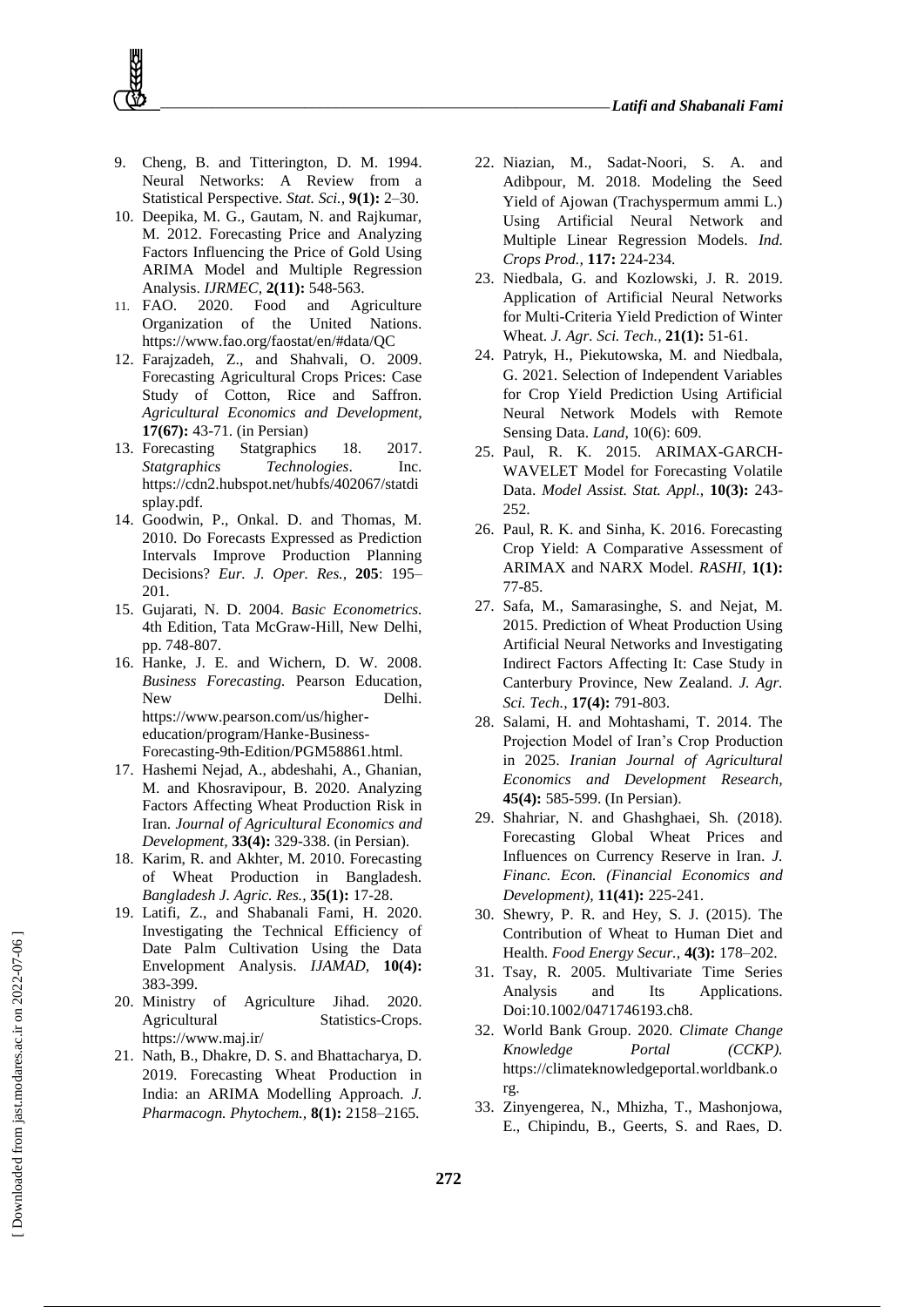9. Cheng, B. and Titterington, D. M. 1994. Neural Networks: A Review from a Statistical Perspective. *Stat. Sci.,* **9(1):** 2–30.
10. Deepika, M. G., Gautam, N. and Rajkumar, M. 2012. Forecasting Price and Analyzing Factors Influencing the Price of Gold Using ARIMA Model and Multiple Regression Analysis. *IJRMEC,* **2(11):** 548-563.
11. FAO. 2020. Food and Agriculture Organization of the United Nations. https://www.fao.org/faostat/en/#data/QC
12. Farajzadeh, Z., and Shahvali, O. 2009. Forecasting Agricultural Crops Prices: Case Study of Cotton, Rice and Saffron. *Agricultural Economics and Development,* **17(67):** 43-71. (in Persian)
13. Forecasting Statgraphics 18. 2017. *Statgraphics Technologies*. Inc. https://cdn2.hubspot.net/hubfs/402067/statdisplay.pdf.
14. Goodwin, P., Onkal. D. and Thomas, M. 2010. Do Forecasts Expressed as Prediction Intervals Improve Production Planning Decisions? *Eur. J. Oper. Res.,* **205**: 195–201.
15. Gujarati, N. D. 2004. *Basic Econometrics.* 4th Edition, Tata McGraw-Hill, New Delhi, pp. 748-807.
16. Hanke, J. E. and Wichern, D. W. 2008. *Business Forecasting.* Pearson Education, New Delhi. https://www.pearson.com/us/higher-education/program/Hanke-Business-Forecasting-9th-Edition/PGM58861.html.
17. Hashemi Nejad, A., abdeshahi, A., Ghanian, M. and Khosravipour, B. 2020. Analyzing Factors Affecting Wheat Production Risk in Iran. *Journal of Agricultural Economics and Development*, **33(4):** 329-338. (in Persian).
18. Karim, R. and Akhter, M. 2010. Forecasting of Wheat Production in Bangladesh. *Bangladesh J. Agric. Res.,* **35(1):** 17-28.
19. Latifi, Z., and Shabanali Fami, H. 2020. Investigating the Technical Efficiency of Date Palm Cultivation Using the Data Envelopment Analysis. *IJAMAD,* **10(4):** 383-399.
20. Ministry of Agriculture Jihad. 2020. Agricultural Statistics-Crops. https://www.maj.ir/
21. Nath, B., Dhakre, D. S. and Bhattacharya, D. 2019. Forecasting Wheat Production in India: an ARIMA Modelling Approach. *J. Pharmacogn. Phytochem.,* **8(1):** 2158–2165.
22. Niazian, M., Sadat-Noori, S. A. and Adibpour, M. 2018. Modeling the Seed Yield of Ajowan (Trachyspermum ammi L.) Using Artificial Neural Network and Multiple Linear Regression Models. *Ind. Crops Prod.,* **117:** 224-234.
23. Niedbala, G. and Kozlowski, J. R. 2019. Application of Artificial Neural Networks for Multi-Criteria Yield Prediction of Winter Wheat. *J. Agr. Sci. Tech.,* **21(1):** 51-61.
24. Patryk, H., Piekutowska, M. and Niedbala, G. 2021. Selection of Independent Variables for Crop Yield Prediction Using Artificial Neural Network Models with Remote Sensing Data. *Land*, 10(6): 609.
25. Paul, R. K. 2015. ARIMAX-GARCH-WAVELET Model for Forecasting Volatile Data. *Model Assist. Stat. Appl.,* **10(3):** 243-252.
26. Paul, R. K. and Sinha, K. 2016. Forecasting Crop Yield: A Comparative Assessment of ARIMAX and NARX Model. *RASHI,* **1(1):** 77-85.
27. Safa, M., Samarasinghe, S. and Nejat, M. 2015. Prediction of Wheat Production Using Artificial Neural Networks and Investigating Indirect Factors Affecting It: Case Study in Canterbury Province, New Zealand. *J. Agr. Sci. Tech.,* **17(4):** 791-803.
28. Salami, H. and Mohtashami, T. 2014. The Projection Model of Iran's Crop Production in 2025. *Iranian Journal of Agricultural Economics and Development Research,* **45(4):** 585-599. (In Persian).
29. Shahriar, N. and Ghashghaei, Sh. (2018). Forecasting Global Wheat Prices and Influences on Currency Reserve in Iran. *J. Financ. Econ. (Financial Economics and Development),* **11(41):** 225-241.
30. Shewry, P. R. and Hey, S. J. (2015). The Contribution of Wheat to Human Diet and Health. *Food Energy Secur.,* **4(3):** 178–202.
31. Tsay, R. 2005. Multivariate Time Series Analysis and Its Applications. Doi:10.1002/0471746193.ch8.
32. World Bank Group. 2020. *Climate Change Knowledge Portal (CCKP).* https://climateknowledgeportal.worldbank.org.
33. Zinyengerea, N., Mhizha, T., Mashonjowa, E., Chipindu, B., Geerts, S. and Raes, D.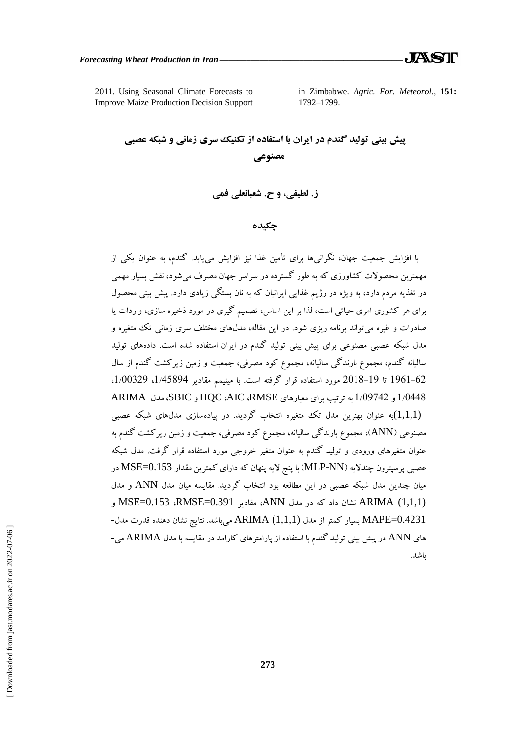2011. Using Seasonal Climate Forecasts to Improve Maize Production Decision Support in Zimbabwe. *Agric. For. Meteorol.*, **151:** 1792–1799.

## پیش بینی تولید گندم در ایران با استفاده از تکنیک سری زمانی و شبکه عصبی مصنوعی

**ز. لطیفی، و ح. شعبانعلی فمی**

## چکیده

با افزایش جمعیت جهان، نگرانی‌ها برای تأمین غذا نیز افزایش می‌یابد. گندم، به عنوان یکی از مهمترین محصولات کشاورزی که به طور گسترده در سراسر جهان مصرف می‌شود، نقش بسیار مهمی در تغذیه مردم دارد، به ویژه در رژیم غذایی ایرانیان که به نان بستگی زیادی دارد. پیش بینی محصول برای هر کشوری امری حیاتی است، لذا بر این اساس، تصمیم گیری در مورد ذخیره سازی، واردات یا صادرات و غیره می‌تواند برنامه ریزی شود. در این مقاله، مدل‌های مختلف سری زمانی تک متغیره و مدل شبکه عصبی مصنوعی برای پیش بینی تولید گندم در ایران استفاده شده است. داده‌های تولید سالیانه گندم، مجموع بارندگی سالیانه، مجموع کود مصرفی، جمعیت و زمین زیرکشت گندم از سال 62-1961 تا 19-2018 مورد استفاده قرار گرفته است. با مینیمم مقادیر 1/45894، 1/00329، 1/0448 و 1/09742 به ترتیب برای معیارهای RMSE، AIC، HQC و SBIC، مدل ARIMA (1,1,1)به عنوان بهترین مدل تک متغیره انتخاب گردید. در پیاده‌سازی مدل‌های شبکه عصبی مصنوعی (ANN)، مجموع بارندگی سالیانه، مجموع کود مصرفی، جمعیت و زمین زیرکشت گندم به عنوان متغیرهای ورودی و تولید گندم به عنوان متغیر خروجی مورد استفاده قرار گرفت. مدل شبکه عصبی پرسپترون چندلایه (MLP-NN) با پنج لایه پنهان که دارای کمترین مقدار MSE=0.153 در میان چندین مدل شبکه عصبی در این مطالعه بود انتخاب گردید. مقایسه میان مدل ANN و مدل ARIMA (1,1,1) نشان داد که در مدل ANN، مقادیر RMSE=0.391، MSE=0.153 و MAPE=0.4231 بسیار کمتر از مدل ARIMA (1,1,1) می‌باشد. نتایج نشان دهنده قدرت مدل‌های ANN در پیش بینی تولید گندم با استفاده از پارامترهای کارامد در مقایسه با مدل ARIMA می‌باشد.